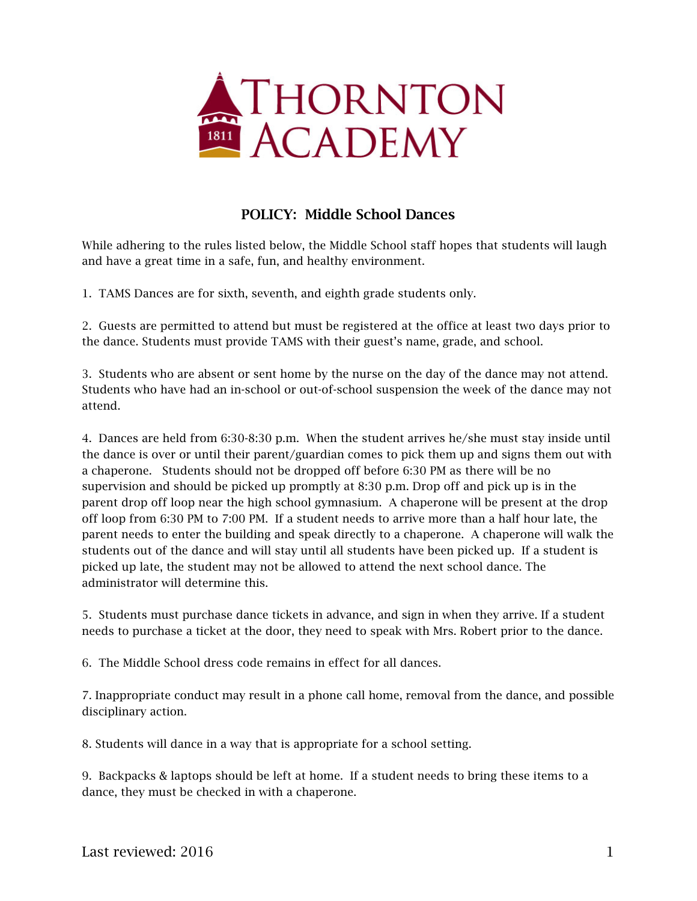# Thornton Academy

## POLICY: Middle School Dances

While adhering to the rules listed below, the Middle School staff hopes that students will laugh and have a great time in a safe, fun, and healthy environment.

1. TAMS Dances are for sixth, seventh, and eighth grade students only.

2. Guests are permitted to attend but must be registered at the office at least two days prior to the dance. Students must provide TAMS with their guest's name, grade, and school.

3. Students who are absent or sent home by the nurse on the day of the dance may not attend. Students who have had an in-school or out-of-school suspension the week of the dance may not attend.

4. Dances are held from 6:30-8:30 p.m. When the student arrives he/she must stay inside until the dance is over or until their parent/guardian comes to pick them up and signs them out with a chaperone. Students should not be dropped off before 6:30 PM as there will be no supervision and should be picked up promptly at 8:30 p.m. Drop off and pick up is in the parent drop off loop near the high school gymnasium. A chaperone will be present at the drop off loop from 6:30 PM to 7:00 PM. If a student needs to arrive more than a half hour late, the parent needs to enter the building and speak directly to a chaperone. A chaperone will walk the students out of the dance and will stay until all students have been picked up. If a student is picked up late, the student may not be allowed to attend the next school dance. The administrator will determine this.

5. Students must purchase dance tickets in advance, and sign in when they arrive. If a student needs to purchase a ticket at the door, they need to speak with Mrs. Robert prior to the dance.

6. The Middle School dress code remains in effect for all dances.

7. Inappropriate conduct may result in a phone call home, removal from the dance, and possible disciplinary action.

8. Students will dance in a way that is appropriate for a school setting.

9. Backpacks & laptops should be left at home. If a student needs to bring these items to a dance, they must be checked in with a chaperone.

Last reviewed: 2016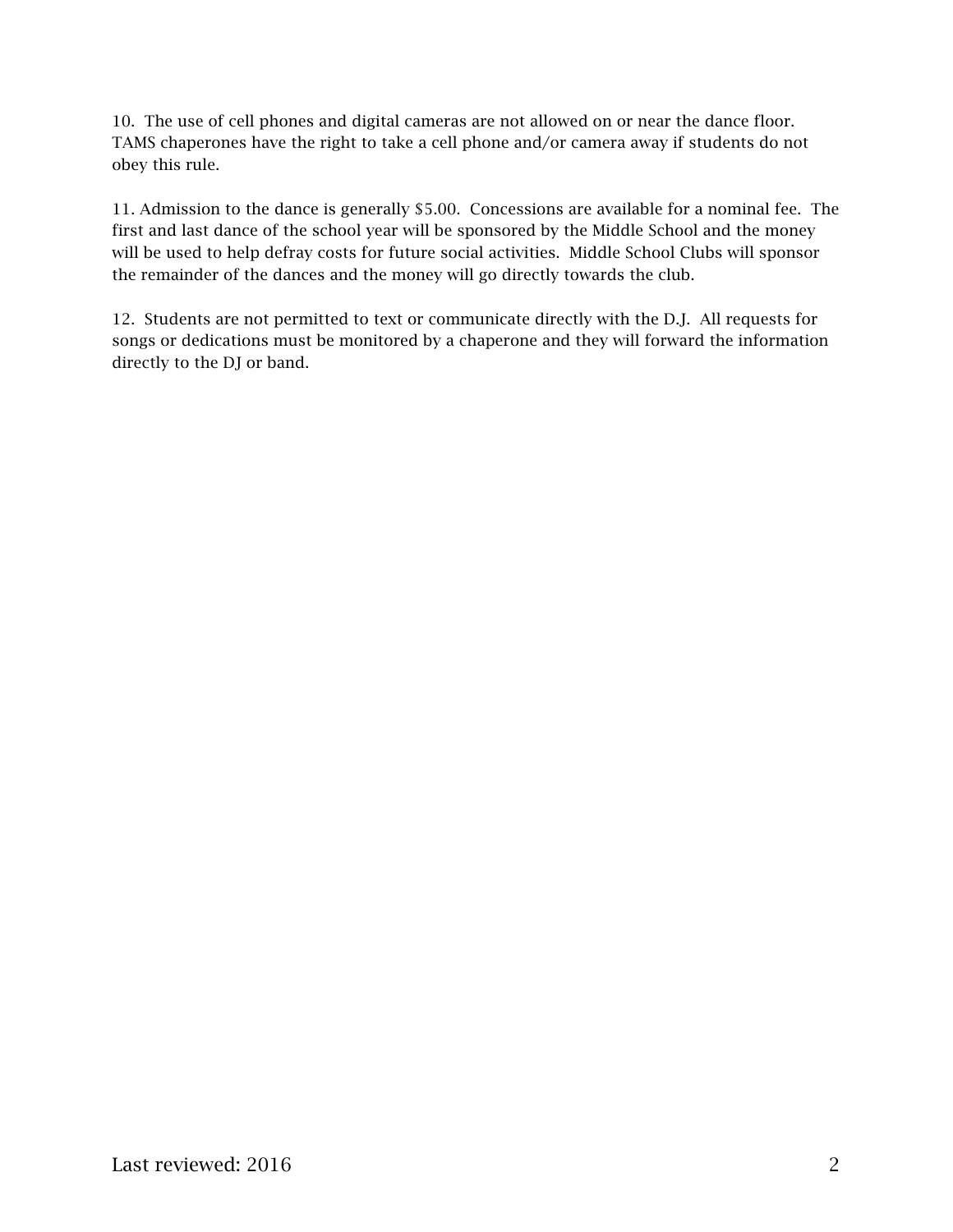10. The use of cell phones and digital cameras are not allowed on or near the dance floor. TAMS chaperones have the right to take a cell phone and/or camera away if students do not obey this rule.

11. Admission to the dance is generally $5.00. Concessions are available for a nominal fee. The first and last dance of the school year will be sponsored by the Middle School and the money will be used to help defray costs for future social activities. Middle School Clubs will sponsor the remainder of the dances and the money will go directly towards the club.

12. Students are not permitted to text or communicate directly with the D.J. All requests for songs or dedications must be monitored by a chaperone and they will forward the information directly to the DJ or band.

Last reviewed: 2016